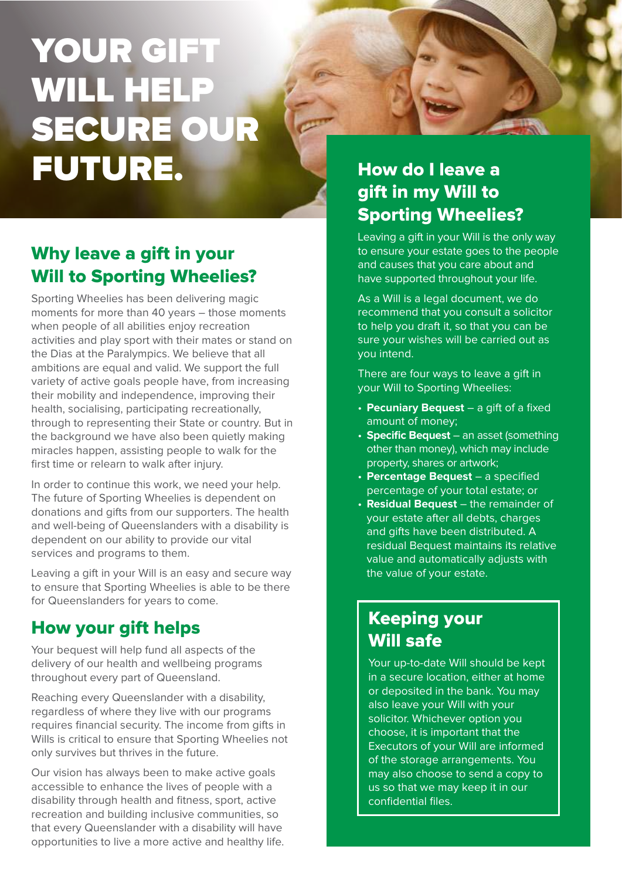# YOUR GIFT WILL HELP SECURE OUR FUTURE.

## Why leave a gift in your Will to Sporting Wheelies?

Sporting Wheelies has been delivering magic moments for more than 40 years – those moments when people of all abilities enjoy recreation activities and play sport with their mates or stand on the Dias at the Paralympics. We believe that all ambitions are equal and valid. We support the full variety of active goals people have, from increasing their mobility and independence, improving their health, socialising, participating recreationally, through to representing their State or country. But in the background we have also been quietly making miracles happen, assisting people to walk for the first time or relearn to walk after injury.

In order to continue this work, we need your help. The future of Sporting Wheelies is dependent on donations and gifts from our supporters. The health and well-being of Queenslanders with a disability is dependent on our ability to provide our vital services and programs to them.

Leaving a gift in your Will is an easy and secure way to ensure that Sporting Wheelies is able to be there for Queenslanders for years to come.

## How your gift helps

Your bequest will help fund all aspects of the delivery of our health and wellbeing programs throughout every part of Queensland.

Reaching every Queenslander with a disability, regardless of where they live with our programs requires financial security. The income from gifts in Wills is critical to ensure that Sporting Wheelies not only survives but thrives in the future.

Our vision has always been to make active goals accessible to enhance the lives of people with a disability through health and fitness, sport, active recreation and building inclusive communities, so that every Queenslander with a disability will have opportunities to live a more active and healthy life.

## How do I leave a gift in my Will to Sporting Wheelies?

Leaving a gift in your Will is the only way to ensure your estate goes to the people and causes that you care about and have supported throughout your life.

As a Will is a legal document, we do recommend that you consult a solicitor to help you draft it, so that you can be sure your wishes will be carried out as you intend.

There are four ways to leave a gift in your Will to Sporting Wheelies:

- **Pecuniary Bequest** – a gift of a fixed amount of money;
- **Specific Bequest** – an asset (something other than money), which may include property, shares or artwork;
- **Percentage Bequest** – a specified percentage of your total estate; or
- **Residual Bequest** – the remainder of your estate after all debts, charges and gifts have been distributed. A residual Bequest maintains its relative value and automatically adjusts with the value of your estate.

## Keeping your Will safe

Your up-to-date Will should be kept in a secure location, either at home or deposited in the bank. You may also leave your Will with your solicitor. Whichever option you choose, it is important that the Executors of your Will are informed of the storage arrangements. You may also choose to send a copy to us so that we may keep it in our confidential files.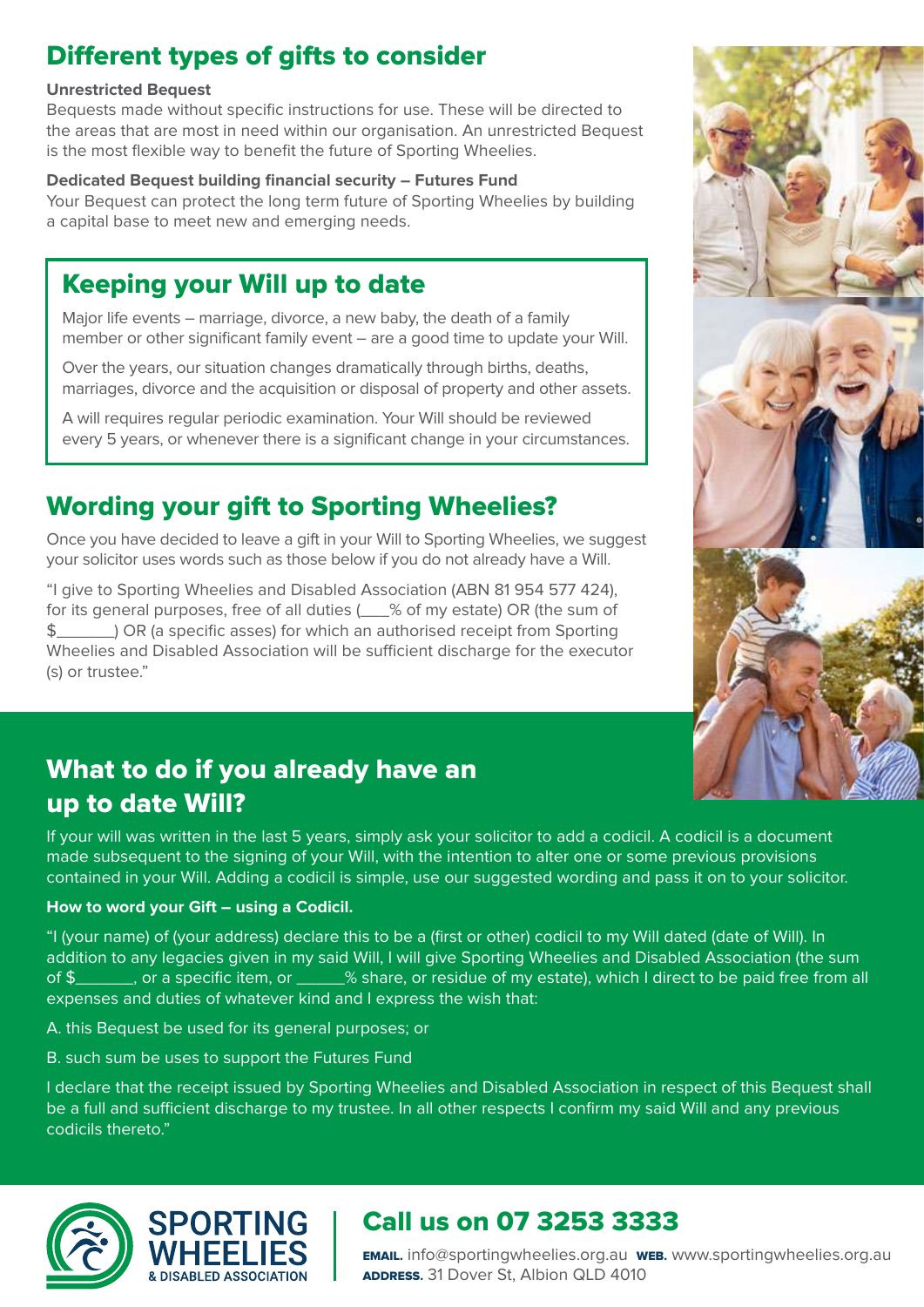## Different types of gifts to consider

**Unrestricted Bequest**

Bequests made without specific instructions for use. These will be directed to the areas that are most in need within our organisation. An unrestricted Bequest is the most flexible way to benefit the future of Sporting Wheelies.

**Dedicated Bequest building financial security – Futures Fund**

Your Bequest can protect the long term future of Sporting Wheelies by building a capital base to meet new and emerging needs.

## Keeping your Will up to date

Major life events – marriage, divorce, a new baby, the death of a family member or other significant family event – are a good time to update your Will.

Over the years, our situation changes dramatically through births, deaths, marriages, divorce and the acquisition or disposal of property and other assets.

A will requires regular periodic examination. Your Will should be reviewed every 5 years, or whenever there is a significant change in your circumstances.

## Wording your gift to Sporting Wheelies?

Once you have decided to leave a gift in your Will to Sporting Wheelies, we suggest your solicitor uses words such as those below if you do not already have a Will.

"I give to Sporting Wheelies and Disabled Association (ABN 81 954 577 424), for its general purposes, free of all duties (___% of my estate) OR (the sum of $_______) OR (a specific asses) for which an authorised receipt from Sporting Wheelies and Disabled Association will be sufficient discharge for the executor (s) or trustee."

## What to do if you already have an up to date Will?

If your will was written in the last 5 years, simply ask your solicitor to add a codicil. A codicil is a document made subsequent to the signing of your Will, with the intention to alter one or some previous provisions contained in your Will. Adding a codicil is simple, use our suggested wording and pass it on to your solicitor.

**How to word your Gift – using a Codicil.**

"I (your name) of (your address) declare this to be a (first or other) codicil to my Will dated (date of Will). In addition to any legacies given in my said Will, I will give Sporting Wheelies and Disabled Association (the sum of $_______, or a specific item, or ______% share, or residue of my estate), which I direct to be paid free from all expenses and duties of whatever kind and I express the wish that:

A. this Bequest be used for its general purposes; or

B. such sum be uses to support the Futures Fund

I declare that the receipt issued by Sporting Wheelies and Disabled Association in respect of this Bequest shall be a full and sufficient discharge to my trustee. In all other respects I confirm my said Will and any previous codicils thereto."

SPORTING WHEELIES & DISABLED ASSOCIATION

## Call us on 07 3253 3333

**EMAIL.** info@sportingwheelies.org.au **WEB.** www.sportingwheelies.org.au
**ADDRESS.** 31 Dover St, Albion QLD 4010